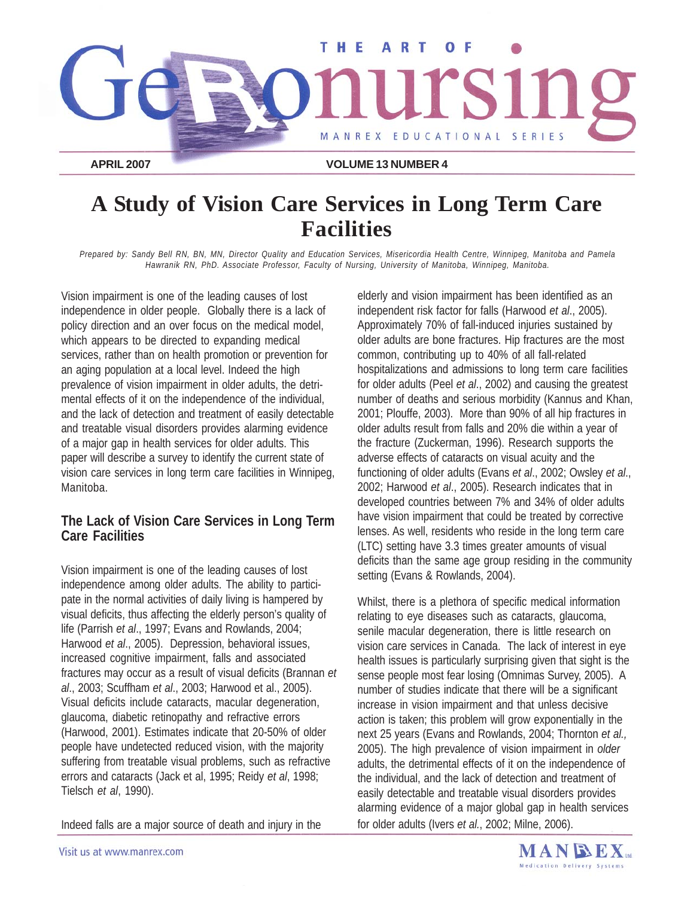# A Study of Vision Care Services in Long Term Care Facilities

*Prepared by: Sandy Bell RN, BN, MN, Director Quality and Education Services, Misericordia Health Centre, Winnipeg, Manitoba and Pamela Hawranik RN, PhD. Associate Professor, Faculty of Nursing, University of Manitoba, Winnipeg, Manitoba.*

Vision impairment is one of the leading causes of lost independence in older people. Globally there is a lack of policy direction and an over focus on the medical model, which appears to be directed to expanding medical services, rather than on health promotion or prevention for an aging population at a local level. Indeed the high prevalence of vision impairment in older adults, the detrimental effects of it on the independence of the individual, and the lack of detection and treatment of easily detectable and treatable visual disorders provides alarming evidence of a major gap in health services for older adults. This paper will describe a survey to identify the current state of vision care services in long term care facilities in Winnipeg, Manitoba.

## The Lack of Vision Care Services in Long Term Care Facilities

Vision impairment is one of the leading causes of lost independence among older adults. The ability to participate in the normal activities of daily living is hampered by visual deficits, thus affecting the elderly person's quality of life (Parrish *et al*., 1997; Evans and Rowlands, 2004; Harwood *et al*., 2005). Depression, behavioral issues, increased cognitive impairment, falls and associated fractures may occur as a result of visual deficits (Brannan *et al*., 2003; Scuffham *et al*., 2003; Harwood et al., 2005). Visual deficits include cataracts, macular degeneration, glaucoma, diabetic retinopathy and refractive errors (Harwood, 2001). Estimates indicate that 20-50% of older people have undetected reduced vision, with the majority suffering from treatable visual problems, such as refractive errors and cataracts (Jack et al, 1995; Reidy *et al*, 1998; Tielsch *et al*, 1990).

Indeed falls are a major source of death and injury in the elderly and vision impairment has been identified as an independent risk factor for falls (Harwood *et al*., 2005). Approximately 70% of fall-induced injuries sustained by older adults are bone fractures. Hip fractures are the most common, contributing up to 40% of all fall-related hospitalizations and admissions to long term care facilities for older adults (Peel *et al*., 2002) and causing the greatest number of deaths and serious morbidity (Kannus and Khan, 2001; Plouffe, 2003). More than 90% of all hip fractures in older adults result from falls and 20% die within a year of the fracture (Zuckerman, 1996). Research supports the adverse effects of cataracts on visual acuity and the functioning of older adults (Evans *et al*., 2002; Owsley *et al*., 2002; Harwood *et al*., 2005). Research indicates that in developed countries between 7% and 34% of older adults have vision impairment that could be treated by corrective lenses. As well, residents who reside in the long term care (LTC) setting have 3.3 times greater amounts of visual deficits than the same age group residing in the community setting (Evans & Rowlands, 2004).

Whilst, there is a plethora of specific medical information relating to eye diseases such as cataracts, glaucoma, senile macular degeneration, there is little research on vision care services in Canada. The lack of interest in eye health issues is particularly surprising given that sight is the sense people most fear losing (Omnimas Survey, 2005). A number of studies indicate that there will be a significant increase in vision impairment and that unless decisive action is taken; this problem will grow exponentially in the next 25 years (Evans and Rowlands, 2004; Thornton *et al.,* 2005). The high prevalence of vision impairment in *older* adults, the detrimental effects of it on the independence of the individual, and the lack of detection and treatment of easily detectable and treatable visual disorders provides alarming evidence of a major global gap in health services for older adults (Ivers *et al.*, 2002; Milne, 2006).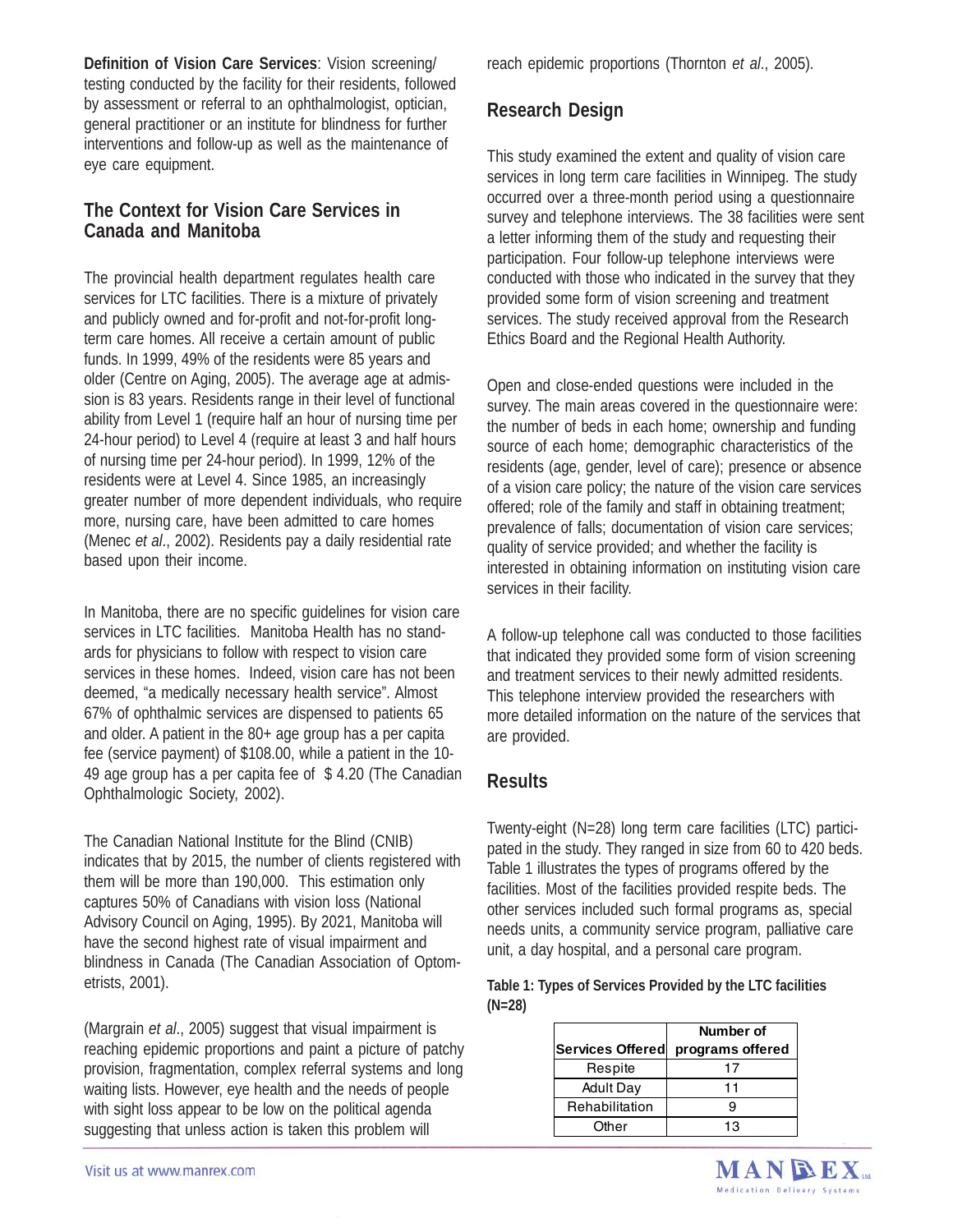**Definition of Vision Care Services**: Vision screening/ testing conducted by the facility for their residents, followed by assessment or referral to an ophthalmologist, optician, general practitioner or an institute for blindness for further interventions and follow-up as well as the maintenance of eye care equipment.

## The Context for Vision Care Services in Canada and Manitoba

The provincial health department regulates health care services for LTC facilities. There is a mixture of privately and publicly owned and for-profit and not-for-profit long-term care homes. All receive a certain amount of public funds. In 1999, 49% of the residents were 85 years and older (Centre on Aging, 2005). The average age at admission is 83 years. Residents range in their level of functional ability from Level 1 (require half an hour of nursing time per 24-hour period) to Level 4 (require at least 3 and half hours of nursing time per 24-hour period). In 1999, 12% of the residents were at Level 4. Since 1985, an increasingly greater number of more dependent individuals, who require more, nursing care, have been admitted to care homes (Menec *et al*., 2002). Residents pay a daily residential rate based upon their income.

In Manitoba, there are no specific guidelines for vision care services in LTC facilities. Manitoba Health has no standards for physicians to follow with respect to vision care services in these homes. Indeed, vision care has not been deemed, "a medically necessary health service". Almost 67% of ophthalmic services are dispensed to patients 65 and older. A patient in the 80+ age group has a per capita fee (service payment) of $108.00, while a patient in the 10-49 age group has a per capita fee of $ 4.20 (The Canadian Ophthalmologic Society, 2002).

The Canadian National Institute for the Blind (CNIB) indicates that by 2015, the number of clients registered with them will be more than 190,000. This estimation only captures 50% of Canadians with vision loss (National Advisory Council on Aging, 1995). By 2021, Manitoba will have the second highest rate of visual impairment and blindness in Canada (The Canadian Association of Optometrists, 2001).

(Margrain *et al*., 2005) suggest that visual impairment is reaching epidemic proportions and paint a picture of patchy provision, fragmentation, complex referral systems and long waiting lists. However, eye health and the needs of people with sight loss appear to be low on the political agenda suggesting that unless action is taken this problem will reach epidemic proportions (Thornton *et al*., 2005).

## Research Design

This study examined the extent and quality of vision care services in long term care facilities in Winnipeg. The study occurred over a three-month period using a questionnaire survey and telephone interviews. The 38 facilities were sent a letter informing them of the study and requesting their participation. Four follow-up telephone interviews were conducted with those who indicated in the survey that they provided some form of vision screening and treatment services. The study received approval from the Research Ethics Board and the Regional Health Authority.

Open and close-ended questions were included in the survey. The main areas covered in the questionnaire were: the number of beds in each home; ownership and funding source of each home; demographic characteristics of the residents (age, gender, level of care); presence or absence of a vision care policy; the nature of the vision care services offered; role of the family and staff in obtaining treatment; prevalence of falls; documentation of vision care services; quality of service provided; and whether the facility is interested in obtaining information on instituting vision care services in their facility.

A follow-up telephone call was conducted to those facilities that indicated they provided some form of vision screening and treatment services to their newly admitted residents. This telephone interview provided the researchers with more detailed information on the nature of the services that are provided.

## Results

Twenty-eight (N=28) long term care facilities (LTC) participated in the study. They ranged in size from 60 to 420 beds. Table 1 illustrates the types of programs offered by the facilities. Most of the facilities provided respite beds. The other services included such formal programs as, special needs units, a community service program, palliative care unit, a day hospital, and a personal care program.

**Table 1: Types of Services Provided by the LTC facilities (N=28)**

| Services Offered | Number of programs offered |
|---|---|
| Respite | 17 |
| Adult Day | 11 |
| Rehabilitation | 9 |
| Other | 13 |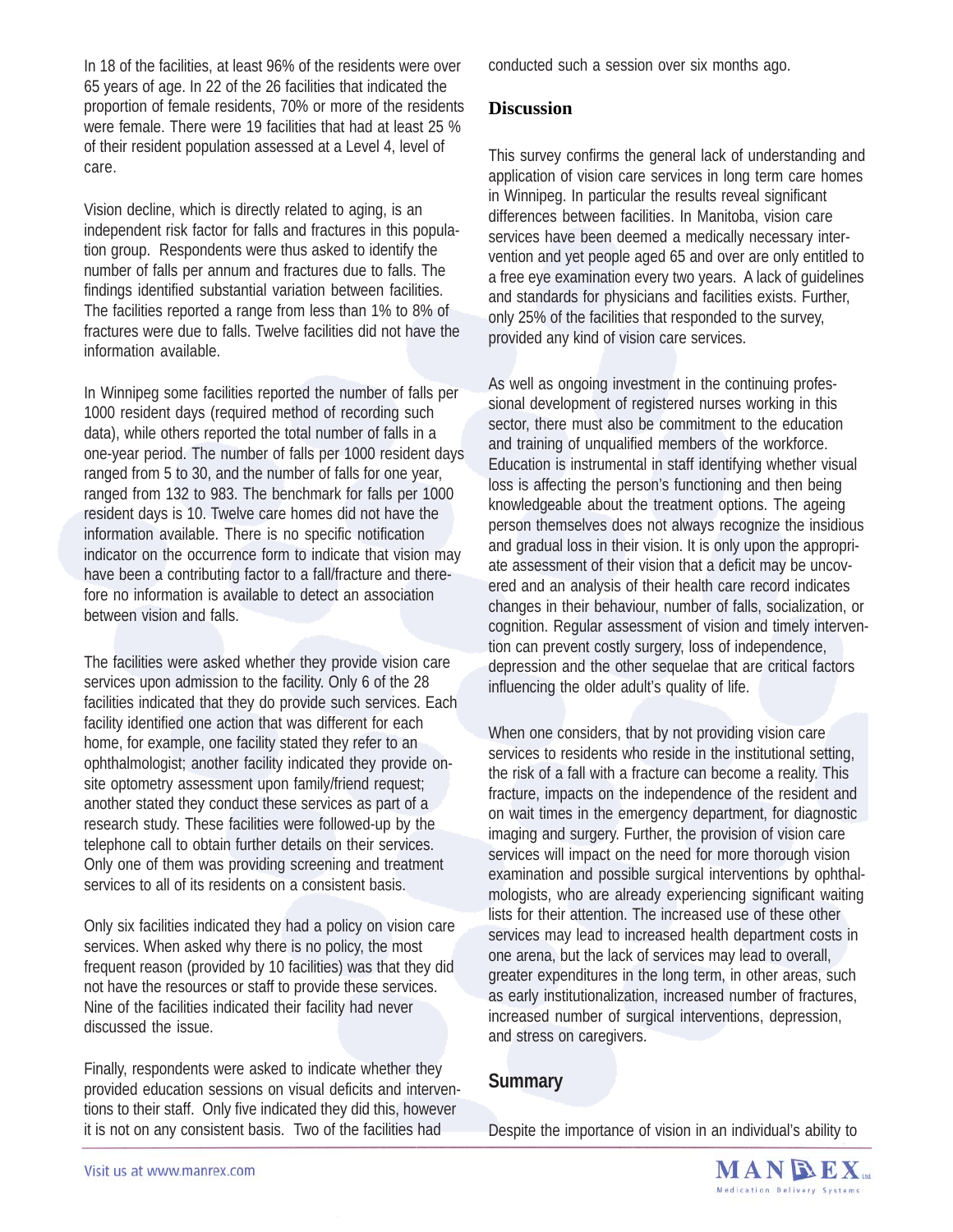In 18 of the facilities, at least 96% of the residents were over 65 years of age. In 22 of the 26 facilities that indicated the proportion of female residents, 70% or more of the residents were female. There were 19 facilities that had at least 25 % of their resident population assessed at a Level 4, level of care.

Vision decline, which is directly related to aging, is an independent risk factor for falls and fractures in this population group. Respondents were thus asked to identify the number of falls per annum and fractures due to falls. The findings identified substantial variation between facilities. The facilities reported a range from less than 1% to 8% of fractures were due to falls. Twelve facilities did not have the information available.

In Winnipeg some facilities reported the number of falls per 1000 resident days (required method of recording such data), while others reported the total number of falls in a one-year period. The number of falls per 1000 resident days ranged from 5 to 30, and the number of falls for one year, ranged from 132 to 983. The benchmark for falls per 1000 resident days is 10. Twelve care homes did not have the information available. There is no specific notification indicator on the occurrence form to indicate that vision may have been a contributing factor to a fall/fracture and therefore no information is available to detect an association between vision and falls.

The facilities were asked whether they provide vision care services upon admission to the facility. Only 6 of the 28 facilities indicated that they do provide such services. Each facility identified one action that was different for each home, for example, one facility stated they refer to an ophthalmologist; another facility indicated they provide on-site optometry assessment upon family/friend request; another stated they conduct these services as part of a research study. These facilities were followed-up by the telephone call to obtain further details on their services. Only one of them was providing screening and treatment services to all of its residents on a consistent basis.

Only six facilities indicated they had a policy on vision care services. When asked why there is no policy, the most frequent reason (provided by 10 facilities) was that they did not have the resources or staff to provide these services. Nine of the facilities indicated their facility had never discussed the issue.

Finally, respondents were asked to indicate whether they provided education sessions on visual deficits and interventions to their staff. Only five indicated they did this, however it is not on any consistent basis. Two of the facilities had conducted such a session over six months ago.

## Discussion

This survey confirms the general lack of understanding and application of vision care services in long term care homes in Winnipeg. In particular the results reveal significant differences between facilities. In Manitoba, vision care services have been deemed a medically necessary intervention and yet people aged 65 and over are only entitled to a free eye examination every two years. A lack of guidelines and standards for physicians and facilities exists. Further, only 25% of the facilities that responded to the survey, provided any kind of vision care services.

As well as ongoing investment in the continuing professional development of registered nurses working in this sector, there must also be commitment to the education and training of unqualified members of the workforce. Education is instrumental in staff identifying whether visual loss is affecting the person's functioning and then being knowledgeable about the treatment options. The ageing person themselves does not always recognize the insidious and gradual loss in their vision. It is only upon the appropriate assessment of their vision that a deficit may be uncovered and an analysis of their health care record indicates changes in their behaviour, number of falls, socialization, or cognition. Regular assessment of vision and timely intervention can prevent costly surgery, loss of independence, depression and the other sequelae that are critical factors influencing the older adult's quality of life.

When one considers, that by not providing vision care services to residents who reside in the institutional setting, the risk of a fall with a fracture can become a reality. This fracture, impacts on the independence of the resident and on wait times in the emergency department, for diagnostic imaging and surgery. Further, the provision of vision care services will impact on the need for more thorough vision examination and possible surgical interventions by ophthalmologists, who are already experiencing significant waiting lists for their attention. The increased use of these other services may lead to increased health department costs in one arena, but the lack of services may lead to overall, greater expenditures in the long term, in other areas, such as early institutionalization, increased number of fractures, increased number of surgical interventions, depression, and stress on caregivers.

## Summary

Despite the importance of vision in an individual's ability to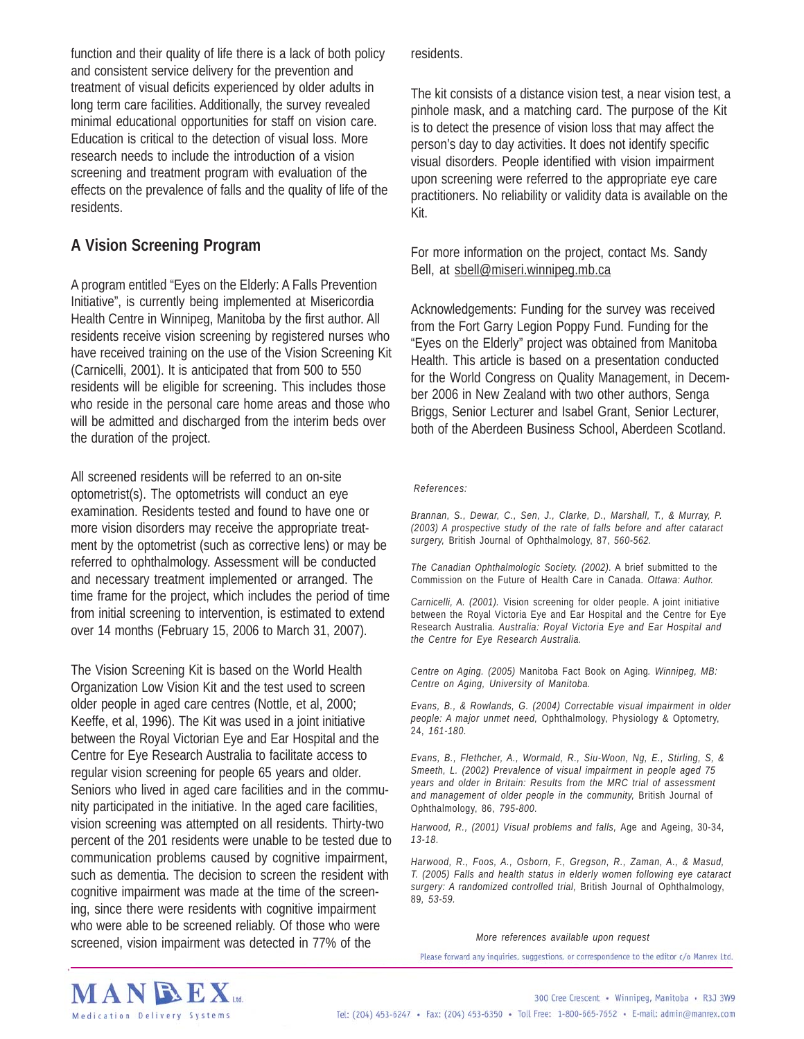function and their quality of life there is a lack of both policy and consistent service delivery for the prevention and treatment of visual deficits experienced by older adults in long term care facilities. Additionally, the survey revealed minimal educational opportunities for staff on vision care. Education is critical to the detection of visual loss. More research needs to include the introduction of a vision screening and treatment program with evaluation of the effects on the prevalence of falls and the quality of life of the residents.

## A Vision Screening Program

A program entitled "Eyes on the Elderly: A Falls Prevention Initiative", is currently being implemented at Misericordia Health Centre in Winnipeg, Manitoba by the first author. All residents receive vision screening by registered nurses who have received training on the use of the Vision Screening Kit (Carnicelli, 2001). It is anticipated that from 500 to 550 residents will be eligible for screening. This includes those who reside in the personal care home areas and those who will be admitted and discharged from the interim beds over the duration of the project.

All screened residents will be referred to an on-site optometrist(s). The optometrists will conduct an eye examination. Residents tested and found to have one or more vision disorders may receive the appropriate treatment by the optometrist (such as corrective lens) or may be referred to ophthalmology. Assessment will be conducted and necessary treatment implemented or arranged. The time frame for the project, which includes the period of time from initial screening to intervention, is estimated to extend over 14 months (February 15, 2006 to March 31, 2007).

The Vision Screening Kit is based on the World Health Organization Low Vision Kit and the test used to screen older people in aged care centres (Nottle, et al, 2000; Keeffe, et al, 1996). The Kit was used in a joint initiative between the Royal Victorian Eye and Ear Hospital and the Centre for Eye Research Australia to facilitate access to regular vision screening for people 65 years and older. Seniors who lived in aged care facilities and in the community participated in the initiative. In the aged care facilities, vision screening was attempted on all residents. Thirty-two percent of the 201 residents were unable to be tested due to communication problems caused by cognitive impairment, such as dementia. The decision to screen the resident with cognitive impairment was made at the time of the screening, since there were residents with cognitive impairment who were able to be screened reliably. Of those who were screened, vision impairment was detected in 77% of the residents.

The kit consists of a distance vision test, a near vision test, a pinhole mask, and a matching card. The purpose of the Kit is to detect the presence of vision loss that may affect the person's day to day activities. It does not identify specific visual disorders. People identified with vision impairment upon screening were referred to the appropriate eye care practitioners. No reliability or validity data is available on the Kit.

For more information on the project, contact Ms. Sandy Bell, at sbell@miseri.winnipeg.mb.ca

Acknowledgements: Funding for the survey was received from the Fort Garry Legion Poppy Fund. Funding for the "Eyes on the Elderly" project was obtained from Manitoba Health. This article is based on a presentation conducted for the World Congress on Quality Management, in December 2006 in New Zealand with two other authors, Senga Briggs, Senior Lecturer and Isabel Grant, Senior Lecturer, both of the Aberdeen Business School, Aberdeen Scotland.

*References:*

*Brannan, S., Dewar, C., Sen, J., Clarke, D., Marshall, T., & Murray, P. (2003) A prospective study of the rate of falls before and after cataract surgery,* British Journal of Ophthalmology, 87, *560-562.*

*The Canadian Ophthalmologic Society. (2002).* A brief submitted to the Commission on the Future of Health Care in Canada. *Ottawa: Author.*

*Carnicelli, A. (2001).* Vision screening for older people. A joint initiative between the Royal Victoria Eye and Ear Hospital and the Centre for Eye Research Australia. *Australia: Royal Victoria Eye and Ear Hospital and the Centre for Eye Research Australia.*

*Centre on Aging. (2005)* Manitoba Fact Book on Aging. *Winnipeg, MB: Centre on Aging, University of Manitoba.*

*Evans, B., & Rowlands, G. (2004) Correctable visual impairment in older people: A major unmet need,* Ophthalmology, Physiology & Optometry, 24, *161-180.*

*Evans, B., Flethcher, A., Wormald, R., Siu-Woon, Ng, E., Stirling, S, & Smeeth, L. (2002) Prevalence of visual impairment in people aged 75 years and older in Britain: Results from the MRC trial of assessment and management of older people in the community,* British Journal of Ophthalmology, 86, *795-800.*

*Harwood, R., (2001) Visual problems and falls,* Age and Ageing, 30-34, *13-18.*

*Harwood, R., Foos, A., Osborn, F., Gregson, R., Zaman, A., & Masud, T. (2005) Falls and health status in elderly women following eye cataract surgery: A randomized controlled trial,* British Journal of Ophthalmology, 89, *53-59.*

*More references available upon request*

Please forward any inquiries, suggestions, or correspondence to the editor c/o Manrex Ltd.

MANREX Ltd. Medication Delivery Systems

300 Cree Crescent • Winnipeg, Manitoba • R3J 3W9

Tel: (204) 453-6247 • Fax: (204) 453-6350 • Toll Free: 1-800-665-7652 • E-mail: admin@manrex.com